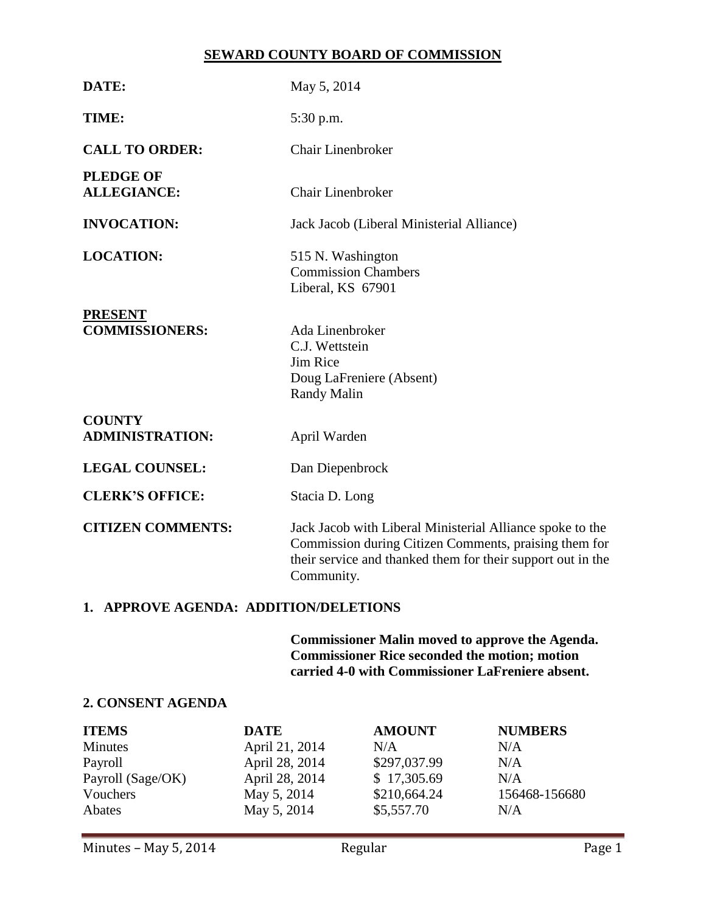# SEWARD COUNTY BOARD OF COMMISSION

**DATE:** May 5, 2014

**TIME:** 5:30 p.m.

**CALL TO ORDER:** Chair Linenbroker

**PLEDGE OF ALLEGIANCE:** Chair Linenbroker

**INVOCATION:** Jack Jacob (Liberal Ministerial Alliance)

**LOCATION:** 515 N. Washington
Commission Chambers
Liberal, KS 67901

**PRESENT COMMISSIONERS:**
Ada Linenbroker
C.J. Wettstein
Jim Rice
Doug LaFreniere (Absent)
Randy Malin

**COUNTY ADMINISTRATION:** April Warden

**LEGAL COUNSEL:** Dan Diepenbrock

**CLERK'S OFFICE:** Stacia D. Long

**CITIZEN COMMENTS:** Jack Jacob with Liberal Ministerial Alliance spoke to the Commission during Citizen Comments, praising them for their service and thanked them for their support out in the Community.

## 1. APPROVE AGENDA: ADDITION/DELETIONS

**Commissioner Malin moved to approve the Agenda. Commissioner Rice seconded the motion; motion carried 4-0 with Commissioner LaFreniere absent.**

## 2. CONSENT AGENDA

| ITEMS | DATE | AMOUNT | NUMBERS |
|---|---|---|---|
| Minutes | April 21, 2014 | N/A | N/A |
| Payroll | April 28, 2014 | $297,037.99 | N/A |
| Payroll (Sage/OK) | April 28, 2014 | $ 17,305.69 | N/A |
| Vouchers | May 5, 2014 | $210,664.24 | 156468-156680 |
| Abates | May 5, 2014 | $5,557.70 | N/A |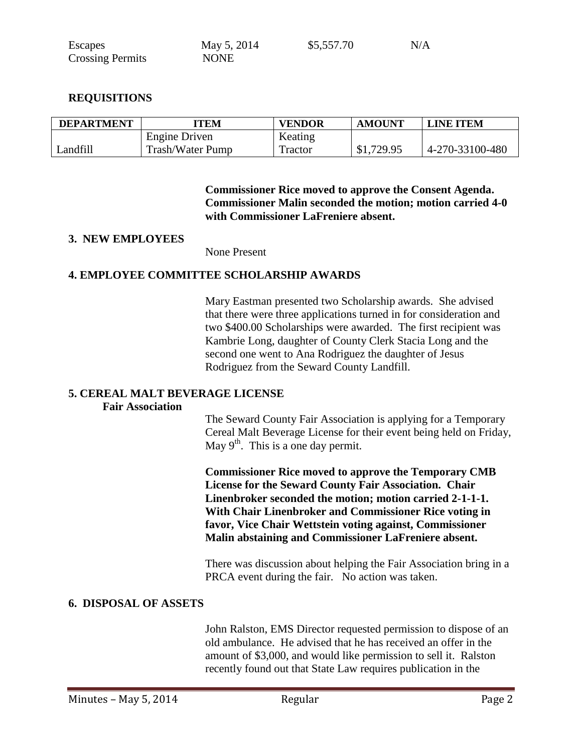| | | | |
|---|---|---|---|
| Escapes | May 5, 2014 | \$5,557.70 | N/A |
| Crossing Permits | NONE | | |

**REQUISITIONS**

| DEPARTMENT | ITEM | VENDOR | AMOUNT | LINE ITEM |
|---|---|---|---|---|
| Landfill | Engine Driven Trash/Water Pump | Keating Tractor | \$1,729.95 | 4-270-33100-480 |

**Commissioner Rice moved to approve the Consent Agenda. Commissioner Malin seconded the motion; motion carried 4-0 with Commissioner LaFreniere absent.**

**3. NEW EMPLOYEES**

None Present

**4. EMPLOYEE COMMITTEE SCHOLARSHIP AWARDS**

Mary Eastman presented two Scholarship awards. She advised that there were three applications turned in for consideration and two \$400.00 Scholarships were awarded. The first recipient was Kambrie Long, daughter of County Clerk Stacia Long and the second one went to Ana Rodriguez the daughter of Jesus Rodriguez from the Seward County Landfill.

**5. CEREAL MALT BEVERAGE LICENSE**

**Fair Association**

The Seward County Fair Association is applying for a Temporary Cereal Malt Beverage License for their event being held on Friday, May 9th. This is a one day permit.

**Commissioner Rice moved to approve the Temporary CMB License for the Seward County Fair Association. Chair Linenbroker seconded the motion; motion carried 2-1-1-1. With Chair Linenbroker and Commissioner Rice voting in favor, Vice Chair Wettstein voting against, Commissioner Malin abstaining and Commissioner LaFreniere absent.**

There was discussion about helping the Fair Association bring in a PRCA event during the fair. No action was taken.

**6. DISPOSAL OF ASSETS**

John Ralston, EMS Director requested permission to dispose of an old ambulance. He advised that he has received an offer in the amount of \$3,000, and would like permission to sell it. Ralston recently found out that State Law requires publication in the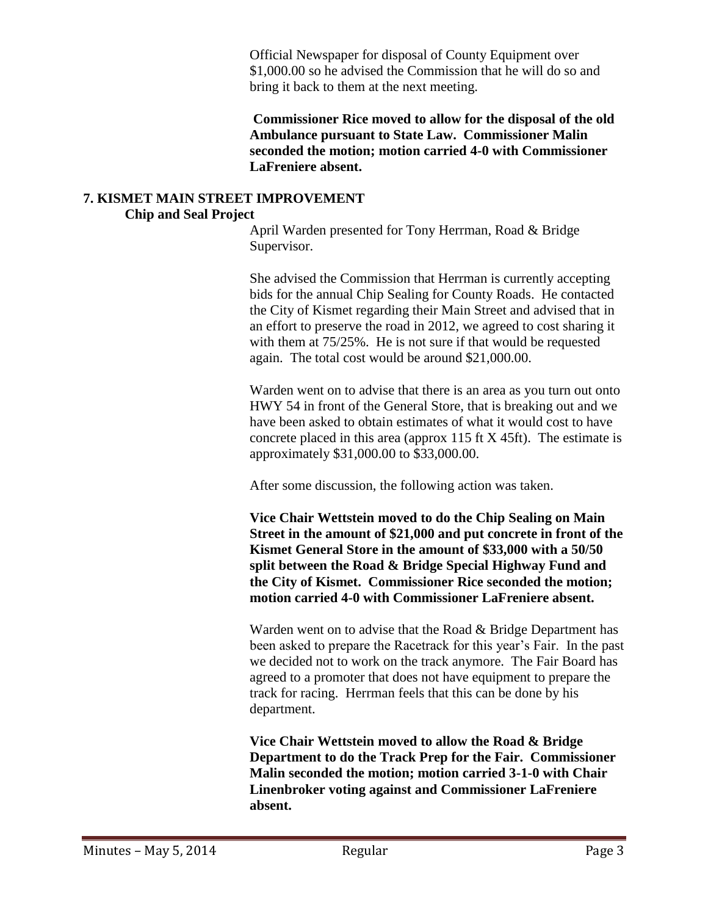Official Newspaper for disposal of County Equipment over $1,000.00 so he advised the Commission that he will do so and bring it back to them at the next meeting.

**Commissioner Rice moved to allow for the disposal of the old Ambulance pursuant to State Law. Commissioner Malin seconded the motion; motion carried 4-0 with Commissioner LaFreniere absent.**

## 7. KISMET MAIN STREET IMPROVEMENT

### Chip and Seal Project

April Warden presented for Tony Herrman, Road & Bridge Supervisor.

She advised the Commission that Herrman is currently accepting bids for the annual Chip Sealing for County Roads. He contacted the City of Kismet regarding their Main Street and advised that in an effort to preserve the road in 2012, we agreed to cost sharing it with them at 75/25%. He is not sure if that would be requested again. The total cost would be around $21,000.00.

Warden went on to advise that there is an area as you turn out onto HWY 54 in front of the General Store, that is breaking out and we have been asked to obtain estimates of what it would cost to have concrete placed in this area (approx 115 ft X 45ft). The estimate is approximately $31,000.00 to $33,000.00.

After some discussion, the following action was taken.

**Vice Chair Wettstein moved to do the Chip Sealing on Main Street in the amount of $21,000 and put concrete in front of the Kismet General Store in the amount of $33,000 with a 50/50 split between the Road & Bridge Special Highway Fund and the City of Kismet. Commissioner Rice seconded the motion; motion carried 4-0 with Commissioner LaFreniere absent.**

Warden went on to advise that the Road & Bridge Department has been asked to prepare the Racetrack for this year's Fair. In the past we decided not to work on the track anymore. The Fair Board has agreed to a promoter that does not have equipment to prepare the track for racing. Herrman feels that this can be done by his department.

**Vice Chair Wettstein moved to allow the Road & Bridge Department to do the Track Prep for the Fair. Commissioner Malin seconded the motion; motion carried 3-1-0 with Chair Linenbroker voting against and Commissioner LaFreniere absent.**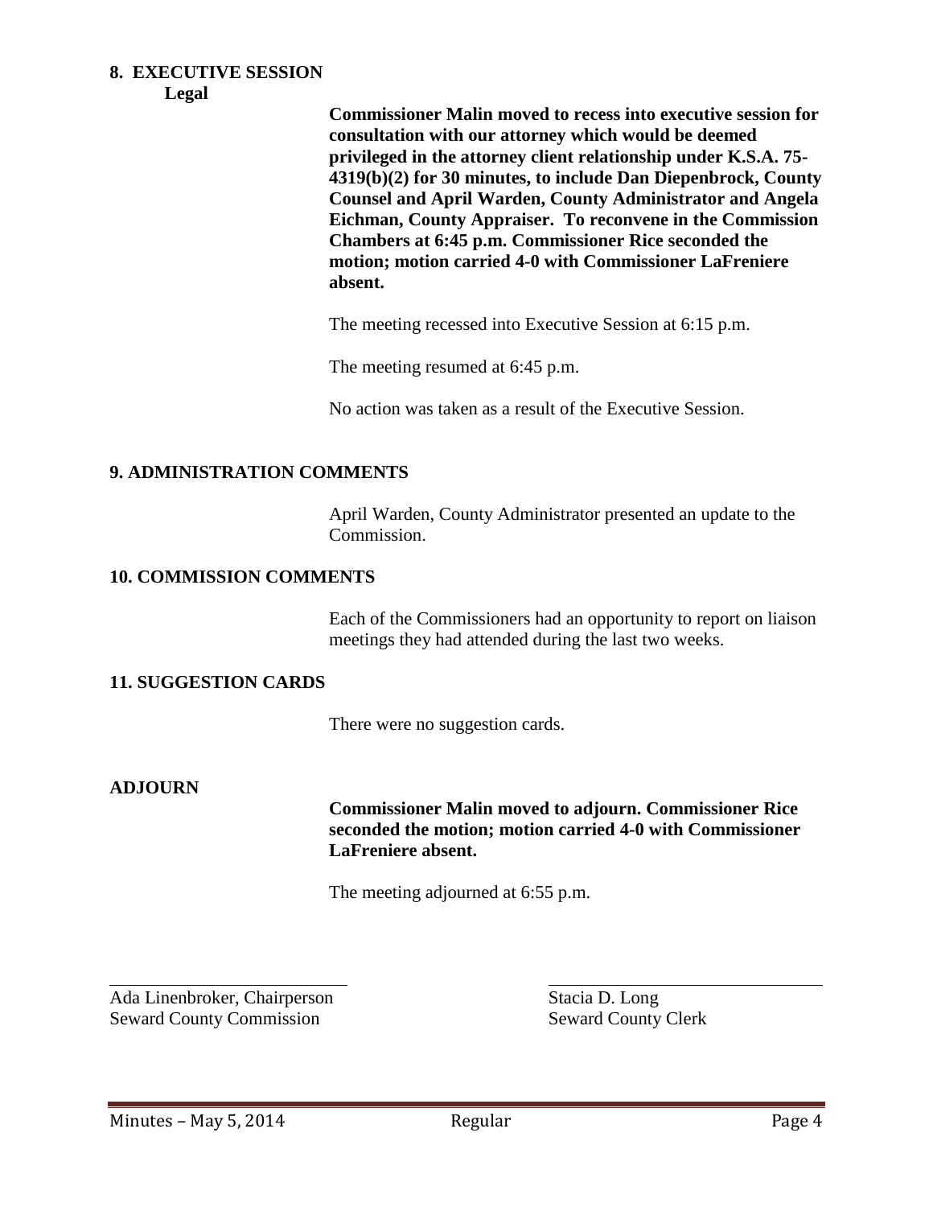## 8. EXECUTIVE SESSION

### Legal

**Commissioner Malin moved to recess into executive session for consultation with our attorney which would be deemed privileged in the attorney client relationship under K.S.A. 75-4319(b)(2) for 30 minutes, to include Dan Diepenbrock, County Counsel and April Warden, County Administrator and Angela Eichman, County Appraiser. To reconvene in the Commission Chambers at 6:45 p.m. Commissioner Rice seconded the motion; motion carried 4-0 with Commissioner LaFreniere absent.**

The meeting recessed into Executive Session at 6:15 p.m.

The meeting resumed at 6:45 p.m.

No action was taken as a result of the Executive Session.

## 9. ADMINISTRATION COMMENTS

April Warden, County Administrator presented an update to the Commission.

## 10. COMMISSION COMMENTS

Each of the Commissioners had an opportunity to report on liaison meetings they had attended during the last two weeks.

## 11. SUGGESTION CARDS

There were no suggestion cards.

## ADJOURN

**Commissioner Malin moved to adjourn. Commissioner Rice seconded the motion; motion carried 4-0 with Commissioner LaFreniere absent.**

The meeting adjourned at 6:55 p.m.

| | |
|---|---|
| Ada Linenbroker, Chairperson<br>Seward County Commission | Stacia D. Long<br>Seward County Clerk |